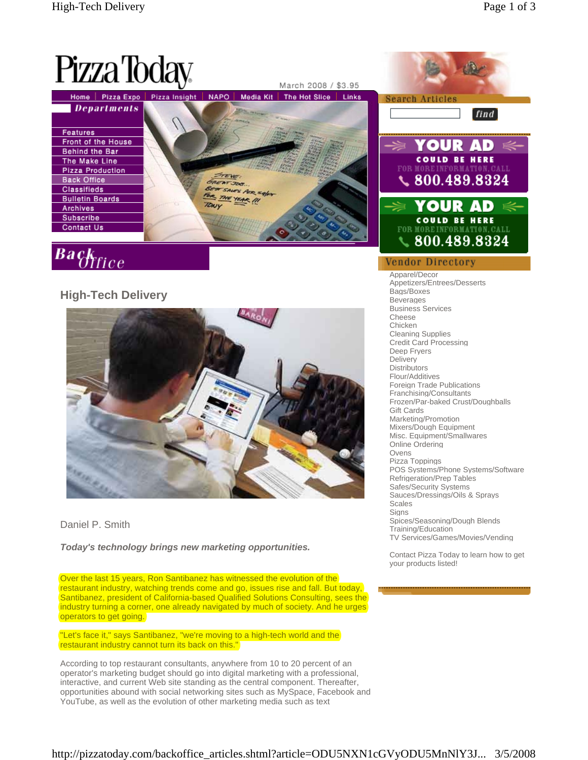# Pizza Today

March 2008 / $3.95

Home | Pizza Expo | Pizza Insight | NAPO | Media Kit | The Hot Slice | Links

**Departments**

- Features
- Front of the House
- Behind the Bar
- The Make Line
- Pizza Production
- Back Office
- Classifieds
- Bulletin Boards
- Archives
- Subscribe
- Contact Us

**Back Office**

## High-Tech Delivery

Daniel P. Smith

***Today's technology brings new marketing opportunities.***

Over the last 15 years, Ron Santibanez has witnessed the evolution of the restaurant industry, watching trends come and go, issues rise and fall. But today, Santibanez, president of California-based Qualified Solutions Consulting, sees the industry turning a corner, one already navigated by much of society. And he urges operators to get going.

"Let's face it," says Santibanez, "we're moving to a high-tech world and the restaurant industry cannot turn its back on this."

According to top restaurant consultants, anywhere from 10 to 20 percent of an operator's marketing budget should go into digital marketing with a professional, interactive, and current Web site standing as the central component. Thereafter, opportunities abound with social networking sites such as MySpace, Facebook and YouTube, as well as the evolution of other marketing media such as text

**Search Articles**

find

**YOUR AD COULD BE HERE**
FOR MORE INFORMATION, CALL
800.489.8324

**YOUR AD COULD BE HERE**
FOR MORE INFORMATION, CALL
800.489.8324

**Vendor Directory**

- Apparel/Decor
- Appetizers/Entrees/Desserts
- Bags/Boxes
- Beverages
- Business Services
- Cheese
- Chicken
- Cleaning Supplies
- Credit Card Processing
- Deep Fryers
- Delivery
- Distributors
- Flour/Additives
- Foreign Trade Publications
- Franchising/Consultants
- Frozen/Par-baked Crust/Doughballs
- Gift Cards
- Marketing/Promotion
- Mixers/Dough Equipment
- Misc. Equipment/Smallwares
- Online Ordering
- Ovens
- Pizza Toppings
- POS Systems/Phone Systems/Software
- Refrigeration/Prep Tables
- Safes/Security Systems
- Sauces/Dressings/Oils & Sprays
- Scales
- Signs
- Spices/Seasoning/Dough Blends
- Training/Education
- TV Services/Games/Movies/Vending

Contact Pizza Today to learn how to get your products listed!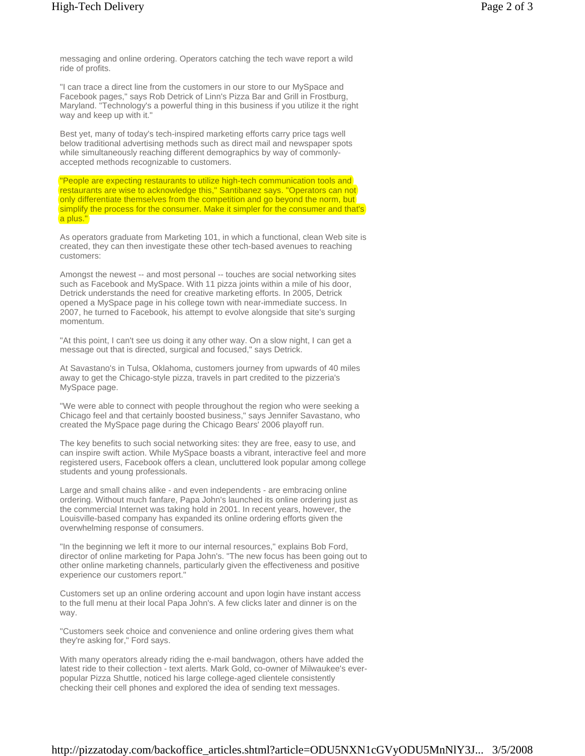messaging and online ordering. Operators catching the tech wave report a wild ride of profits.

"I can trace a direct line from the customers in our store to our MySpace and Facebook pages," says Rob Detrick of Linn's Pizza Bar and Grill in Frostburg, Maryland. "Technology's a powerful thing in this business if you utilize it the right way and keep up with it."

Best yet, many of today's tech-inspired marketing efforts carry price tags well below traditional advertising methods such as direct mail and newspaper spots while simultaneously reaching different demographics by way of commonly-accepted methods recognizable to customers.

"People are expecting restaurants to utilize high-tech communication tools and restaurants are wise to acknowledge this," Santibanez says. "Operators can not only differentiate themselves from the competition and go beyond the norm, but simplify the process for the consumer. Make it simpler for the consumer and that's a plus."

As operators graduate from Marketing 101, in which a functional, clean Web site is created, they can then investigate these other tech-based avenues to reaching customers:

Amongst the newest -- and most personal -- touches are social networking sites such as Facebook and MySpace. With 11 pizza joints within a mile of his door, Detrick understands the need for creative marketing efforts. In 2005, Detrick opened a MySpace page in his college town with near-immediate success. In 2007, he turned to Facebook, his attempt to evolve alongside that site's surging momentum.

"At this point, I can't see us doing it any other way. On a slow night, I can get a message out that is directed, surgical and focused," says Detrick.

At Savastano's in Tulsa, Oklahoma, customers journey from upwards of 40 miles away to get the Chicago-style pizza, travels in part credited to the pizzeria's MySpace page.

"We were able to connect with people throughout the region who were seeking a Chicago feel and that certainly boosted business," says Jennifer Savastano, who created the MySpace page during the Chicago Bears' 2006 playoff run.

The key benefits to such social networking sites: they are free, easy to use, and can inspire swift action. While MySpace boasts a vibrant, interactive feel and more registered users, Facebook offers a clean, uncluttered look popular among college students and young professionals.

Large and small chains alike - and even independents - are embracing online ordering. Without much fanfare, Papa John's launched its online ordering just as the commercial Internet was taking hold in 2001. In recent years, however, the Louisville-based company has expanded its online ordering efforts given the overwhelming response of consumers.

"In the beginning we left it more to our internal resources," explains Bob Ford, director of online marketing for Papa John's. "The new focus has been going out to other online marketing channels, particularly given the effectiveness and positive experience our customers report."

Customers set up an online ordering account and upon login have instant access to the full menu at their local Papa John's. A few clicks later and dinner is on the way.

"Customers seek choice and convenience and online ordering gives them what they're asking for," Ford says.

With many operators already riding the e-mail bandwagon, others have added the latest ride to their collection - text alerts. Mark Gold, co-owner of Milwaukee's ever-popular Pizza Shuttle, noticed his large college-aged clientele consistently checking their cell phones and explored the idea of sending text messages.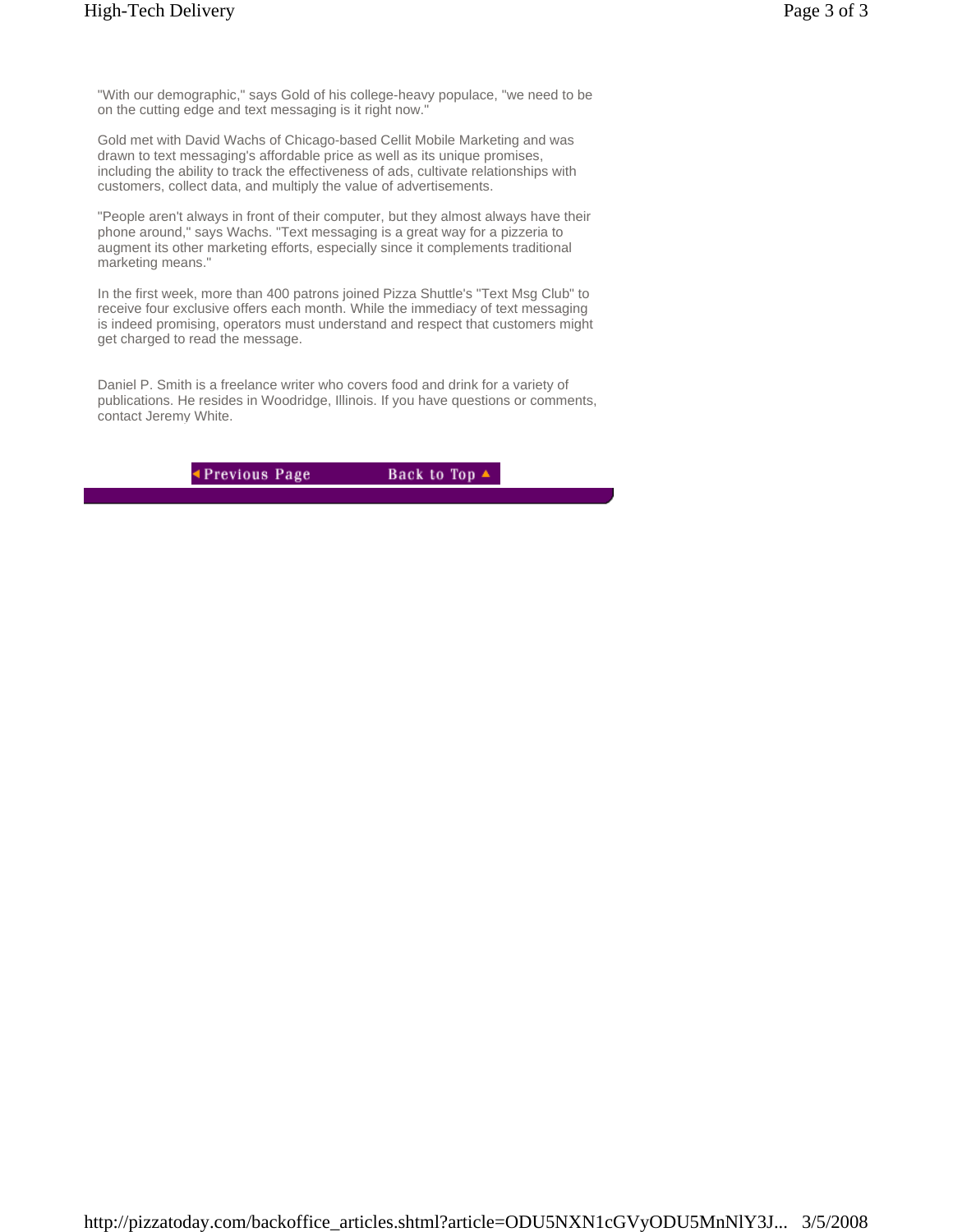"With our demographic," says Gold of his college-heavy populace, "we need to be on the cutting edge and text messaging is it right now."

Gold met with David Wachs of Chicago-based Cellit Mobile Marketing and was drawn to text messaging's affordable price as well as its unique promises, including the ability to track the effectiveness of ads, cultivate relationships with customers, collect data, and multiply the value of advertisements.

"People aren't always in front of their computer, but they almost always have their phone around," says Wachs. "Text messaging is a great way for a pizzeria to augment its other marketing efforts, especially since it complements traditional marketing means."

In the first week, more than 400 patrons joined Pizza Shuttle's "Text Msg Club" to receive four exclusive offers each month. While the immediacy of text messaging is indeed promising, operators must understand and respect that customers might get charged to read the message.

Daniel P. Smith is a freelance writer who covers food and drink for a variety of publications. He resides in Woodridge, Illinois. If you have questions or comments, contact Jeremy White.

◂ Previous Page    Back to Top ▴